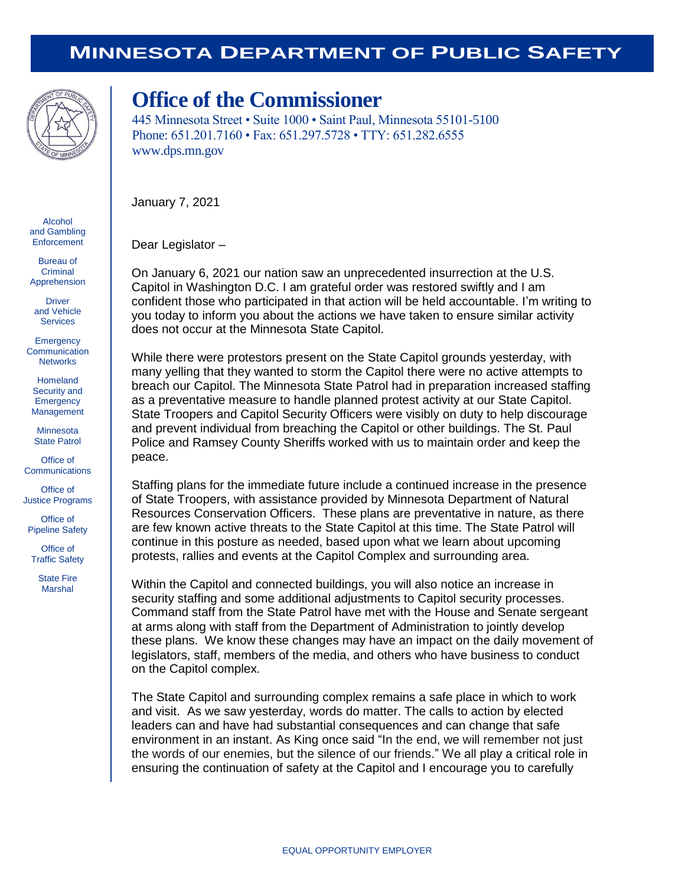# MINNESOTA DEPARTMENT OF PUBLIC SAFETY

Alcohol and Gambling Enforcement

Bureau of Criminal Apprehension

Driver and Vehicle Services

Emergency Communication Networks

Homeland Security and Emergency Management

Minnesota State Patrol

Office of Communications

Office of Justice Programs

Office of Pipeline Safety

Office of Traffic Safety

State Fire Marshal

## Office of the Commissioner

445 Minnesota Street • Suite 1000 • Saint Paul, Minnesota 55101-5100
Phone: 651.201.7160 • Fax: 651.297.5728 • TTY: 651.282.6555
www.dps.mn.gov

January 7, 2021

Dear Legislator –

On January 6, 2021 our nation saw an unprecedented insurrection at the U.S. Capitol in Washington D.C. I am grateful order was restored swiftly and I am confident those who participated in that action will be held accountable. I'm writing to you today to inform you about the actions we have taken to ensure similar activity does not occur at the Minnesota State Capitol.

While there were protestors present on the State Capitol grounds yesterday, with many yelling that they wanted to storm the Capitol there were no active attempts to breach our Capitol. The Minnesota State Patrol had in preparation increased staffing as a preventative measure to handle planned protest activity at our State Capitol. State Troopers and Capitol Security Officers were visibly on duty to help discourage and prevent individual from breaching the Capitol or other buildings. The St. Paul Police and Ramsey County Sheriffs worked with us to maintain order and keep the peace.

Staffing plans for the immediate future include a continued increase in the presence of State Troopers, with assistance provided by Minnesota Department of Natural Resources Conservation Officers. These plans are preventative in nature, as there are few known active threats to the State Capitol at this time. The State Patrol will continue in this posture as needed, based upon what we learn about upcoming protests, rallies and events at the Capitol Complex and surrounding area.

Within the Capitol and connected buildings, you will also notice an increase in security staffing and some additional adjustments to Capitol security processes. Command staff from the State Patrol have met with the House and Senate sergeant at arms along with staff from the Department of Administration to jointly develop these plans. We know these changes may have an impact on the daily movement of legislators, staff, members of the media, and others who have business to conduct on the Capitol complex.

The State Capitol and surrounding complex remains a safe place in which to work and visit. As we saw yesterday, words do matter. The calls to action by elected leaders can and have had substantial consequences and can change that safe environment in an instant. As King once said "In the end, we will remember not just the words of our enemies, but the silence of our friends." We all play a critical role in ensuring the continuation of safety at the Capitol and I encourage you to carefully

EQUAL OPPORTUNITY EMPLOYER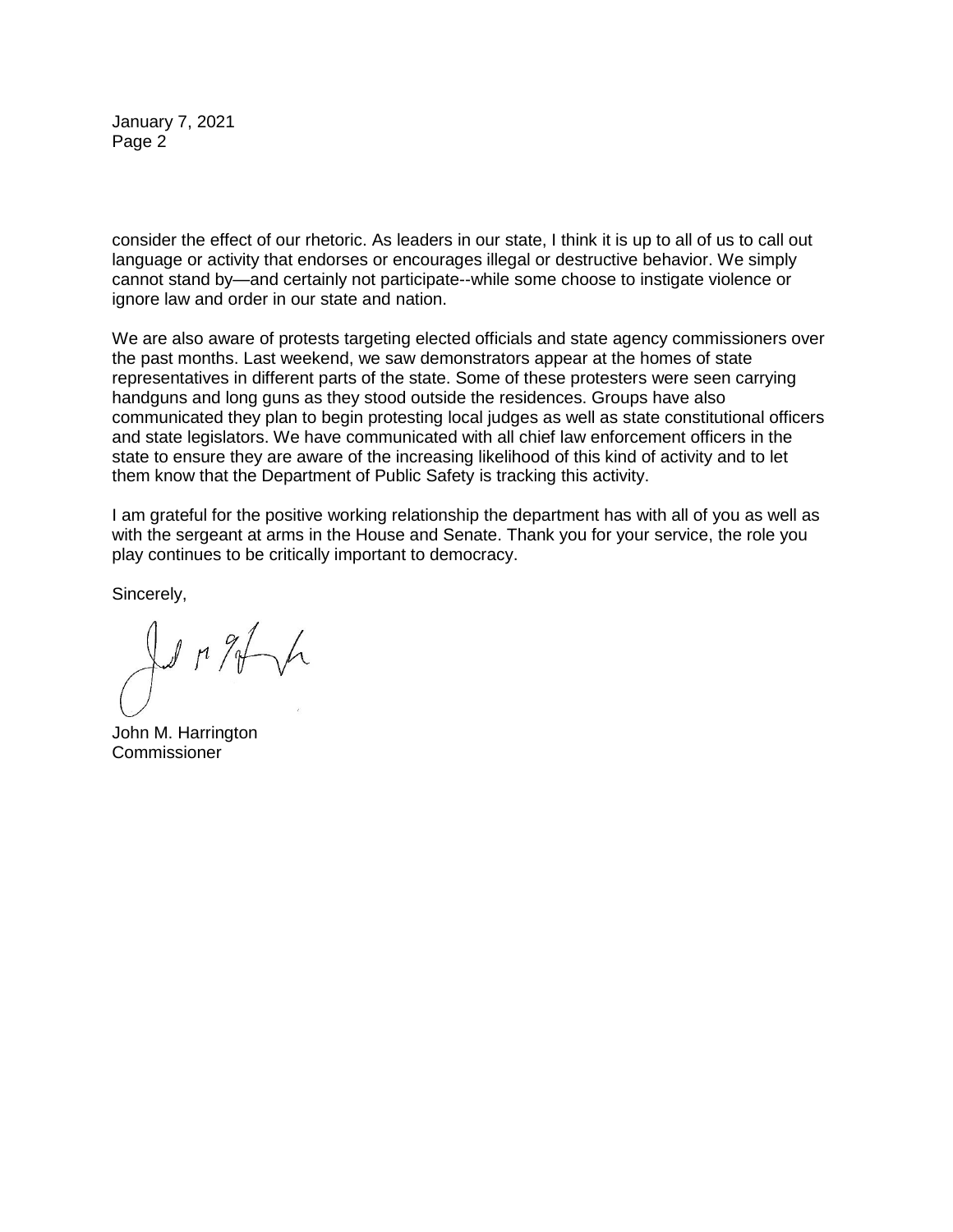consider the effect of our rhetoric. As leaders in our state, I think it is up to all of us to call out language or activity that endorses or encourages illegal or destructive behavior. We simply cannot stand by—and certainly not participate--while some choose to instigate violence or ignore law and order in our state and nation.

We are also aware of protests targeting elected officials and state agency commissioners over the past months. Last weekend, we saw demonstrators appear at the homes of state representatives in different parts of the state. Some of these protesters were seen carrying handguns and long guns as they stood outside the residences. Groups have also communicated they plan to begin protesting local judges as well as state constitutional officers and state legislators. We have communicated with all chief law enforcement officers in the state to ensure they are aware of the increasing likelihood of this kind of activity and to let them know that the Department of Public Safety is tracking this activity.

I am grateful for the positive working relationship the department has with all of you as well as with the sergeant at arms in the House and Senate. Thank you for your service, the role you play continues to be critically important to democracy.

Sincerely,

John M. Harrington
Commissioner